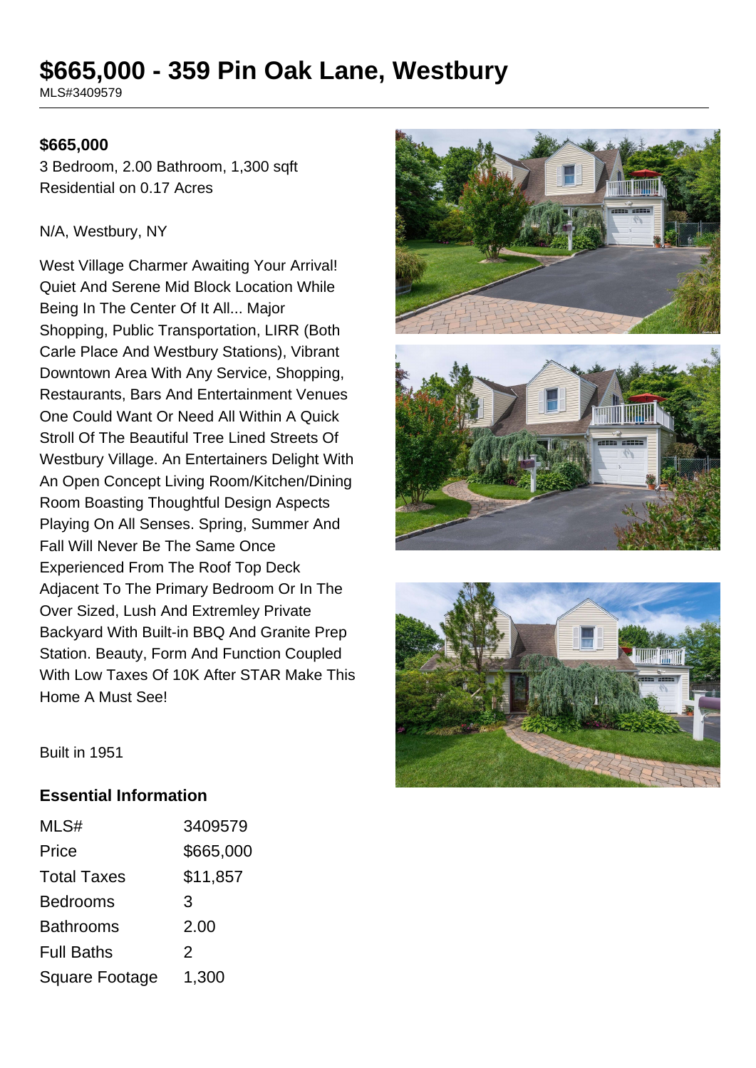# $665,000 - 359 Pin Oak Lane, Westbury

MLS#3409579

**$665,000**

3 Bedroom, 2.00 Bathroom, 1,300 sqft
Residential on 0.17 Acres

N/A, Westbury, NY

West Village Charmer Awaiting Your Arrival! Quiet And Serene Mid Block Location While Being In The Center Of It All... Major Shopping, Public Transportation, LIRR (Both Carle Place And Westbury Stations), Vibrant Downtown Area With Any Service, Shopping, Restaurants, Bars And Entertainment Venues One Could Want Or Need All Within A Quick Stroll Of The Beautiful Tree Lined Streets Of Westbury Village. An Entertainers Delight With An Open Concept Living Room/Kitchen/Dining Room Boasting Thoughtful Design Aspects Playing On All Senses. Spring, Summer And Fall Will Never Be The Same Once Experienced From The Roof Top Deck Adjacent To The Primary Bedroom Or In The Over Sized, Lush And Extremley Private Backyard With Built-in BBQ And Granite Prep Station. Beauty, Form And Function Coupled With Low Taxes Of 10K After STAR Make This Home A Must See!

Built in 1951

## Essential Information

| | |
|---|---|
| MLS# | 3409579 |
| Price | $665,000 |
| Total Taxes | $11,857 |
| Bedrooms | 3 |
| Bathrooms | 2.00 |
| Full Baths | 2 |
| Square Footage | 1,300 |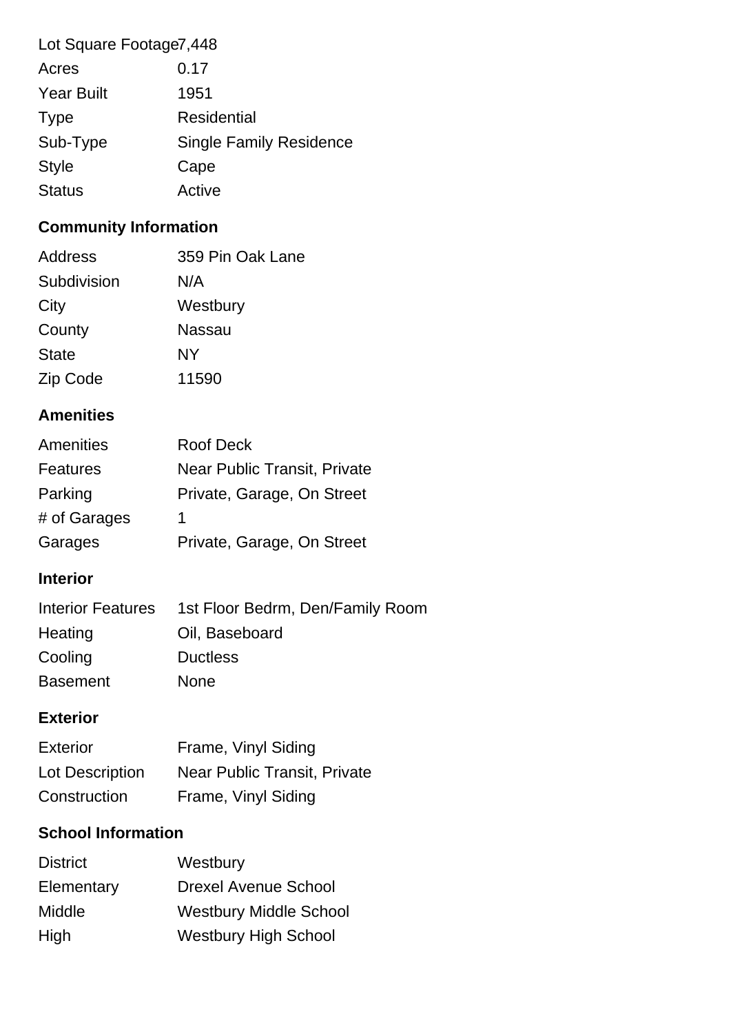| | |
|---|---|
| Lot Square Footage | 7,448 |
| Acres | 0.17 |
| Year Built | 1951 |
| Type | Residential |
| Sub-Type | Single Family Residence |
| Style | Cape |
| Status | Active |

## Community Information

| | |
|---|---|
| Address | 359 Pin Oak Lane |
| Subdivision | N/A |
| City | Westbury |
| County | Nassau |
| State | NY |
| Zip Code | 11590 |

## Amenities

| | |
|---|---|
| Amenities | Roof Deck |
| Features | Near Public Transit, Private |
| Parking | Private, Garage, On Street |
| # of Garages | 1 |
| Garages | Private, Garage, On Street |

## Interior

| | |
|---|---|
| Interior Features | 1st Floor Bedrm, Den/Family Room |
| Heating | Oil, Baseboard |
| Cooling | Ductless |
| Basement | None |

## Exterior

| | |
|---|---|
| Exterior | Frame, Vinyl Siding |
| Lot Description | Near Public Transit, Private |
| Construction | Frame, Vinyl Siding |

## School Information

| | |
|---|---|
| District | Westbury |
| Elementary | Drexel Avenue School |
| Middle | Westbury Middle School |
| High | Westbury High School |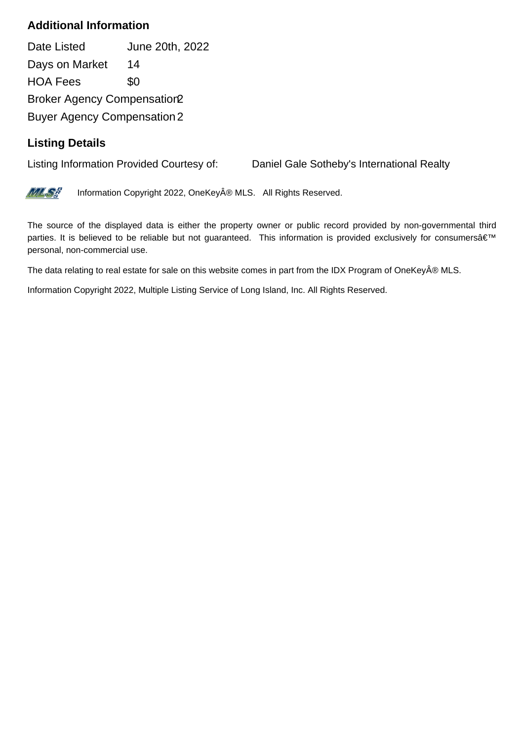## Additional Information

| | |
|---|---|
| Date Listed | June 20th, 2022 |
| Days on Market | 14 |
| HOA Fees | $0 |
| Broker Agency Compensation | 2 |
| Buyer Agency Compensation | 2 |

## Listing Details

Listing Information Provided Courtesy of: Daniel Gale Sotheby's International Realty

Information Copyright 2022, OneKeyÂ® MLS. All Rights Reserved.

The source of the displayed data is either the property owner or public record provided by non-governmental third parties. It is believed to be reliable but not guaranteed. This information is provided exclusively for consumersâ€™ personal, non-commercial use.

The data relating to real estate for sale on this website comes in part from the IDX Program of OneKeyÂ® MLS.

Information Copyright 2022, Multiple Listing Service of Long Island, Inc. All Rights Reserved.